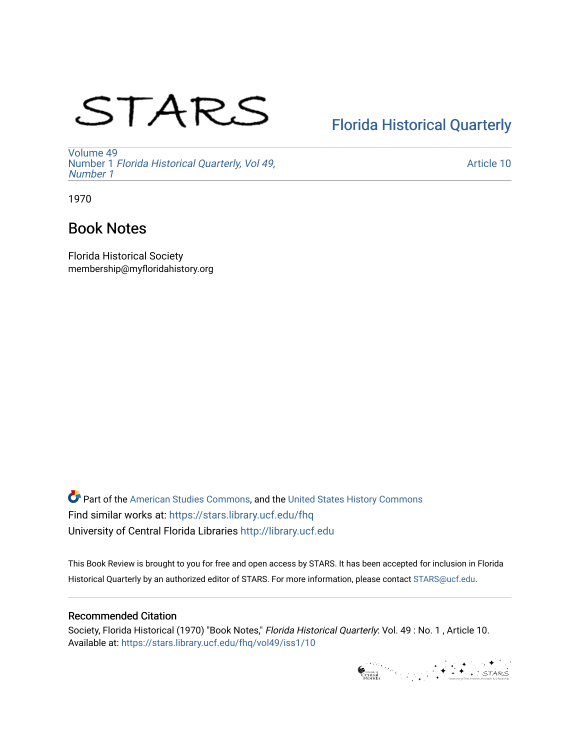STARS

Florida Historical Quarterly

Volume 49
Number 1 *Florida Historical Quarterly, Vol 49, Number 1*

Article 10

1970

# Book Notes

Florida Historical Society
membership@myfloridahistory.org

Part of the American Studies Commons, and the United States History Commons
Find similar works at: https://stars.library.ucf.edu/fhq
University of Central Florida Libraries http://library.ucf.edu

This Book Review is brought to you for free and open access by STARS. It has been accepted for inclusion in Florida Historical Quarterly by an authorized editor of STARS. For more information, please contact STARS@ucf.edu.

## Recommended Citation

Society, Florida Historical (1970) "Book Notes," *Florida Historical Quarterly*: Vol. 49 : No. 1 , Article 10.
Available at: https://stars.library.ucf.edu/fhq/vol49/iss1/10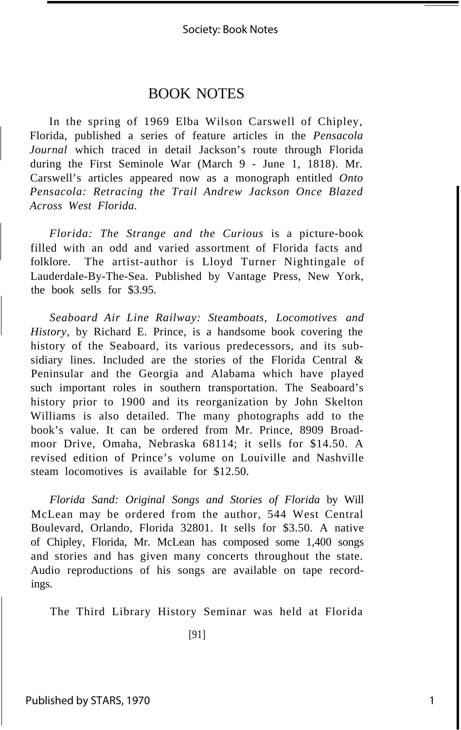# BOOK NOTES

In the spring of 1969 Elba Wilson Carswell of Chipley, Florida, published a series of feature articles in the *Pensacola Journal* which traced in detail Jackson's route through Florida during the First Seminole War (March 9 - June 1, 1818). Mr. Carswell's articles appeared now as a monograph entitled *Onto Pensacola: Retracing the Trail Andrew Jackson Once Blazed Across West Florida.*

*Florida: The Strange and the Curious* is a picture-book filled with an odd and varied assortment of Florida facts and folklore. The artist-author is Lloyd Turner Nightingale of Lauderdale-By-The-Sea. Published by Vantage Press, New York, the book sells for $3.95.

*Seaboard Air Line Railway: Steamboats, Locomotives and History,* by Richard E. Prince, is a handsome book covering the history of the Seaboard, its various predecessors, and its subsidiary lines. Included are the stories of the Florida Central & Peninsular and the Georgia and Alabama which have played such important roles in southern transportation. The Seaboard's history prior to 1900 and its reorganization by John Skelton Williams is also detailed. The many photographs add to the book's value. It can be ordered from Mr. Prince, 8909 Broadmoor Drive, Omaha, Nebraska 68114; it sells for $14.50. A revised edition of Prince's volume on Louiville and Nashville steam locomotives is available for $12.50.

*Florida Sand: Original Songs and Stories of Florida* by Will McLean may be ordered from the author, 544 West Central Boulevard, Orlando, Florida 32801. It sells for $3.50. A native of Chipley, Florida, Mr. McLean has composed some 1,400 songs and stories and has given many concerts throughout the state. Audio reproductions of his songs are available on tape recordings.

The Third Library History Seminar was held at Florida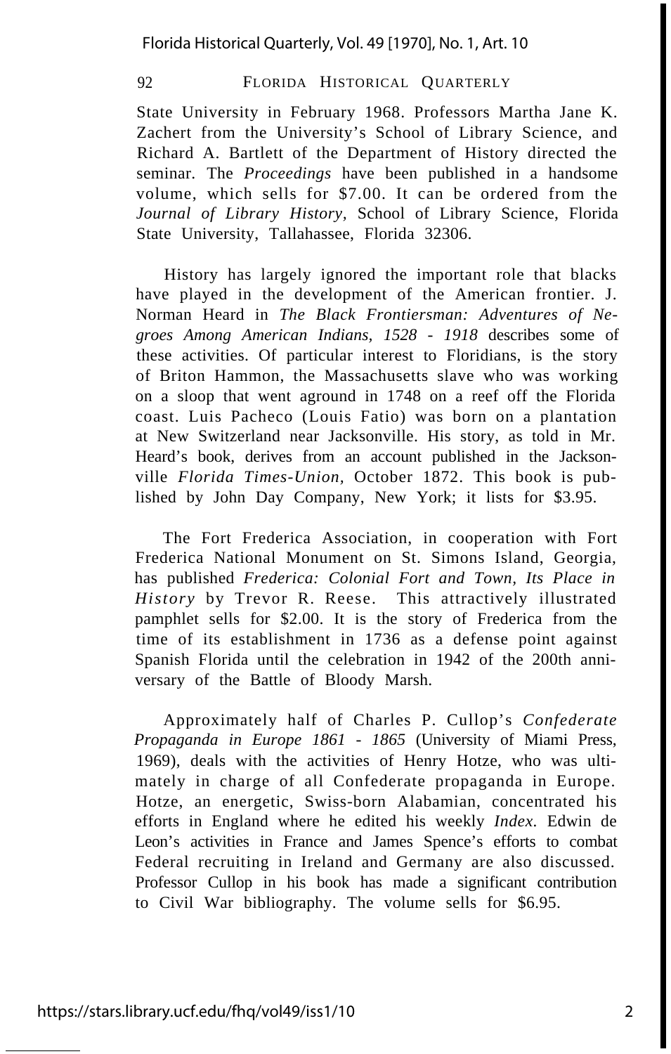State University in February 1968. Professors Martha Jane K. Zachert from the University's School of Library Science, and Richard A. Bartlett of the Department of History directed the seminar. The *Proceedings* have been published in a handsome volume, which sells for $7.00. It can be ordered from the *Journal of Library History,* School of Library Science, Florida State University, Tallahassee, Florida 32306.

History has largely ignored the important role that blacks have played in the development of the American frontier. J. Norman Heard in *The Black Frontiersman: Adventures of Negroes Among American Indians, 1528 - 1918* describes some of these activities. Of particular interest to Floridians, is the story of Briton Hammon, the Massachusetts slave who was working on a sloop that went aground in 1748 on a reef off the Florida coast. Luis Pacheco (Louis Fatio) was born on a plantation at New Switzerland near Jacksonville. His story, as told in Mr. Heard's book, derives from an account published in the Jacksonville *Florida Times-Union,* October 1872. This book is published by John Day Company, New York; it lists for $3.95.

The Fort Frederica Association, in cooperation with Fort Frederica National Monument on St. Simons Island, Georgia, has published *Frederica: Colonial Fort and Town, Its Place in History* by Trevor R. Reese. This attractively illustrated pamphlet sells for $2.00. It is the story of Frederica from the time of its establishment in 1736 as a defense point against Spanish Florida until the celebration in 1942 of the 200th anniversary of the Battle of Bloody Marsh.

Approximately half of Charles P. Cullop's *Confederate Propaganda in Europe 1861 - 1865* (University of Miami Press, 1969), deals with the activities of Henry Hotze, who was ultimately in charge of all Confederate propaganda in Europe. Hotze, an energetic, Swiss-born Alabamian, concentrated his efforts in England where he edited his weekly *Index.* Edwin de Leon's activities in France and James Spence's efforts to combat Federal recruiting in Ireland and Germany are also discussed. Professor Cullop in his book has made a significant contribution to Civil War bibliography. The volume sells for $6.95.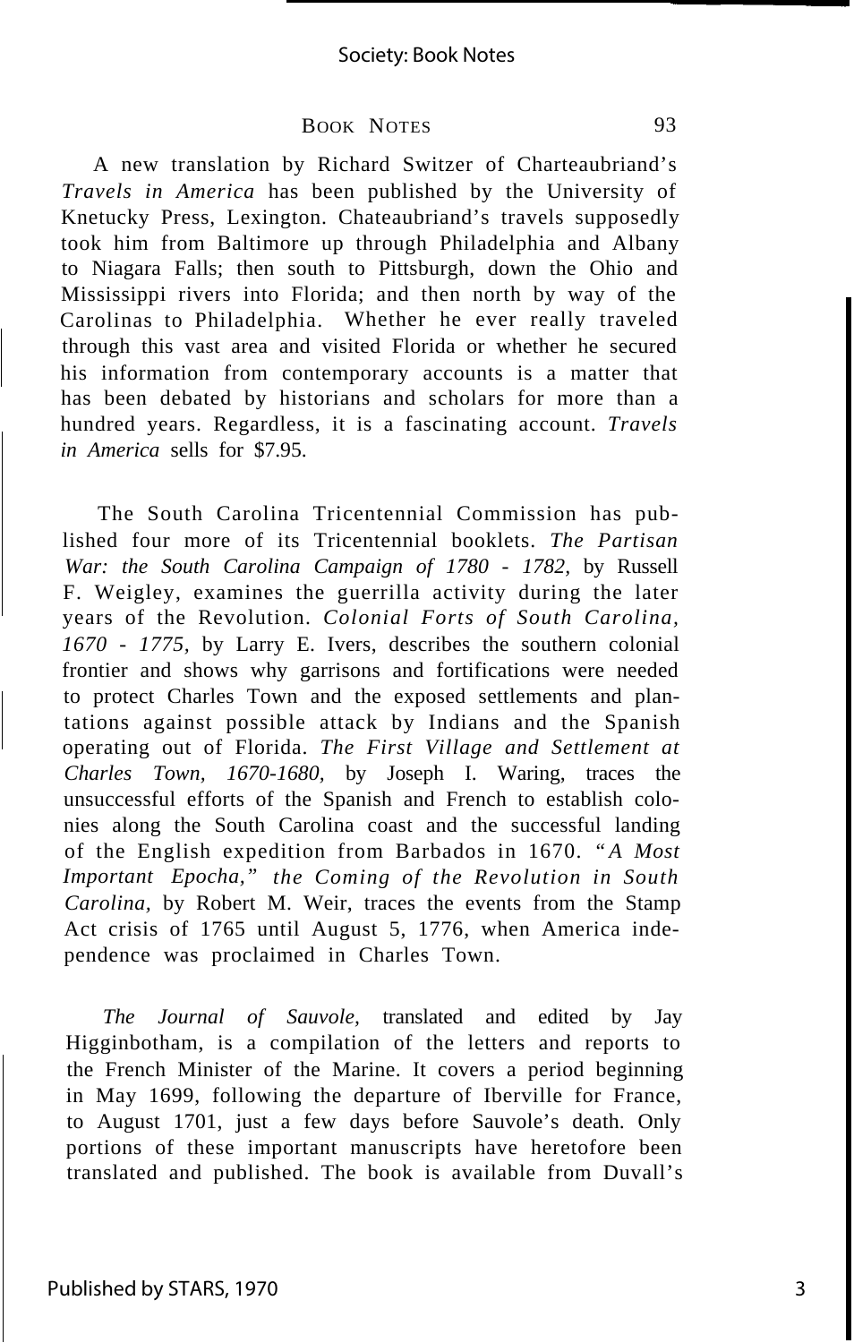A new translation by Richard Switzer of Charteaubriand's *Travels in America* has been published by the University of Knetucky Press, Lexington. Chateaubriand's travels supposedly took him from Baltimore up through Philadelphia and Albany to Niagara Falls; then south to Pittsburgh, down the Ohio and Mississippi rivers into Florida; and then north by way of the Carolinas to Philadelphia. Whether he ever really traveled through this vast area and visited Florida or whether he secured his information from contemporary accounts is a matter that has been debated by historians and scholars for more than a hundred years. Regardless, it is a fascinating account. *Travels in America* sells for $7.95.

The South Carolina Tricentennial Commission has published four more of its Tricentennial booklets. *The Partisan War: the South Carolina Campaign of 1780 - 1782*, by Russell F. Weigley, examines the guerrilla activity during the later years of the Revolution. *Colonial Forts of South Carolina, 1670 - 1775*, by Larry E. Ivers, describes the southern colonial frontier and shows why garrisons and fortifications were needed to protect Charles Town and the exposed settlements and plantations against possible attack by Indians and the Spanish operating out of Florida. *The First Village and Settlement at Charles Town, 1670-1680*, by Joseph I. Waring, traces the unsuccessful efforts of the Spanish and French to establish colonies along the South Carolina coast and the successful landing of the English expedition from Barbados in 1670. *"A Most Important Epocha," the Coming of the Revolution in South Carolina*, by Robert M. Weir, traces the events from the Stamp Act crisis of 1765 until August 5, 1776, when America independence was proclaimed in Charles Town.

*The Journal of Sauvole*, translated and edited by Jay Higginbotham, is a compilation of the letters and reports to the French Minister of the Marine. It covers a period beginning in May 1699, following the departure of Iberville for France, to August 1701, just a few days before Sauvole's death. Only portions of these important manuscripts have heretofore been translated and published. The book is available from Duvall's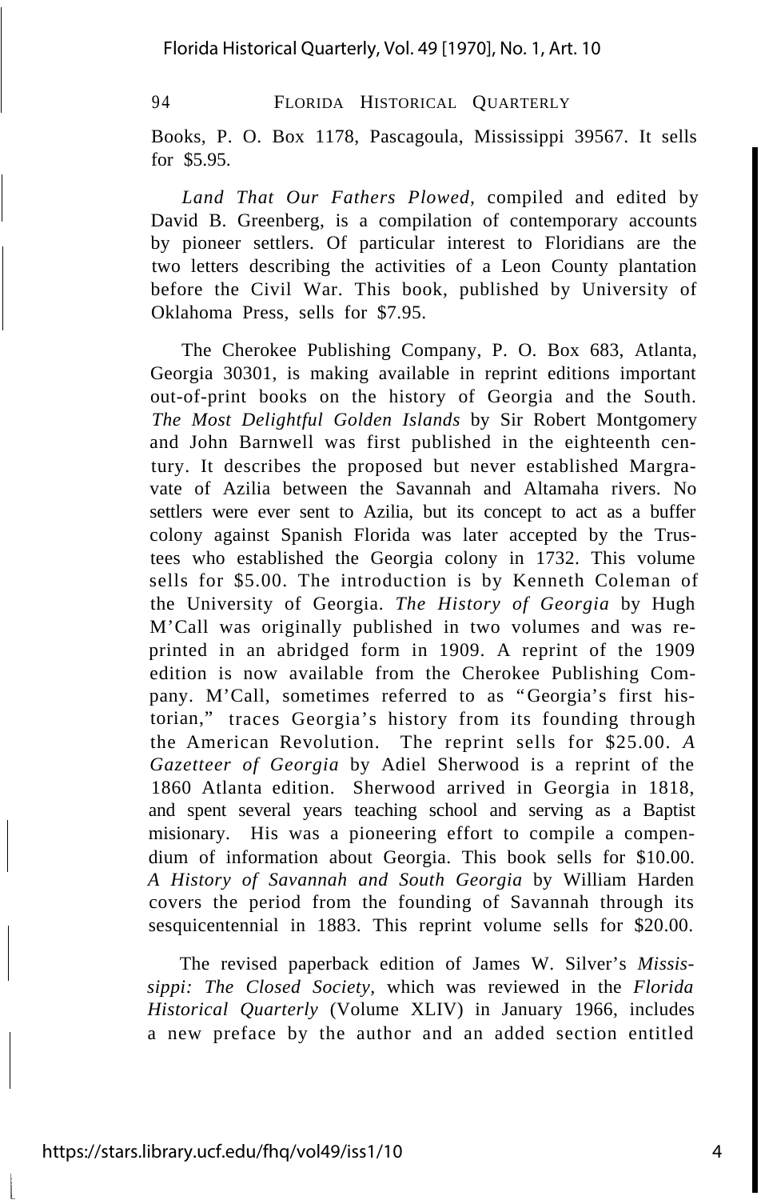Books, P. O. Box 1178, Pascagoula, Mississippi 39567. It sells for $5.95.

*Land That Our Fathers Plowed*, compiled and edited by David B. Greenberg, is a compilation of contemporary accounts by pioneer settlers. Of particular interest to Floridians are the two letters describing the activities of a Leon County plantation before the Civil War. This book, published by University of Oklahoma Press, sells for $7.95.

The Cherokee Publishing Company, P. O. Box 683, Atlanta, Georgia 30301, is making available in reprint editions important out-of-print books on the history of Georgia and the South. *The Most Delightful Golden Islands* by Sir Robert Montgomery and John Barnwell was first published in the eighteenth century. It describes the proposed but never established Margravate of Azilia between the Savannah and Altamaha rivers. No settlers were ever sent to Azilia, but its concept to act as a buffer colony against Spanish Florida was later accepted by the Trustees who established the Georgia colony in 1732. This volume sells for $5.00. The introduction is by Kenneth Coleman of the University of Georgia. *The History of Georgia* by Hugh M'Call was originally published in two volumes and was reprinted in an abridged form in 1909. A reprint of the 1909 edition is now available from the Cherokee Publishing Company. M'Call, sometimes referred to as "Georgia's first historian," traces Georgia's history from its founding through the American Revolution. The reprint sells for $25.00. *A Gazetteer of Georgia* by Adiel Sherwood is a reprint of the 1860 Atlanta edition. Sherwood arrived in Georgia in 1818, and spent several years teaching school and serving as a Baptist misionary. His was a pioneering effort to compile a compendium of information about Georgia. This book sells for $10.00. *A History of Savannah and South Georgia* by William Harden covers the period from the founding of Savannah through its sesquicentennial in 1883. This reprint volume sells for $20.00.

The revised paperback edition of James W. Silver's *Mississippi: The Closed Society*, which was reviewed in the *Florida Historical Quarterly* (Volume XLIV) in January 1966, includes a new preface by the author and an added section entitled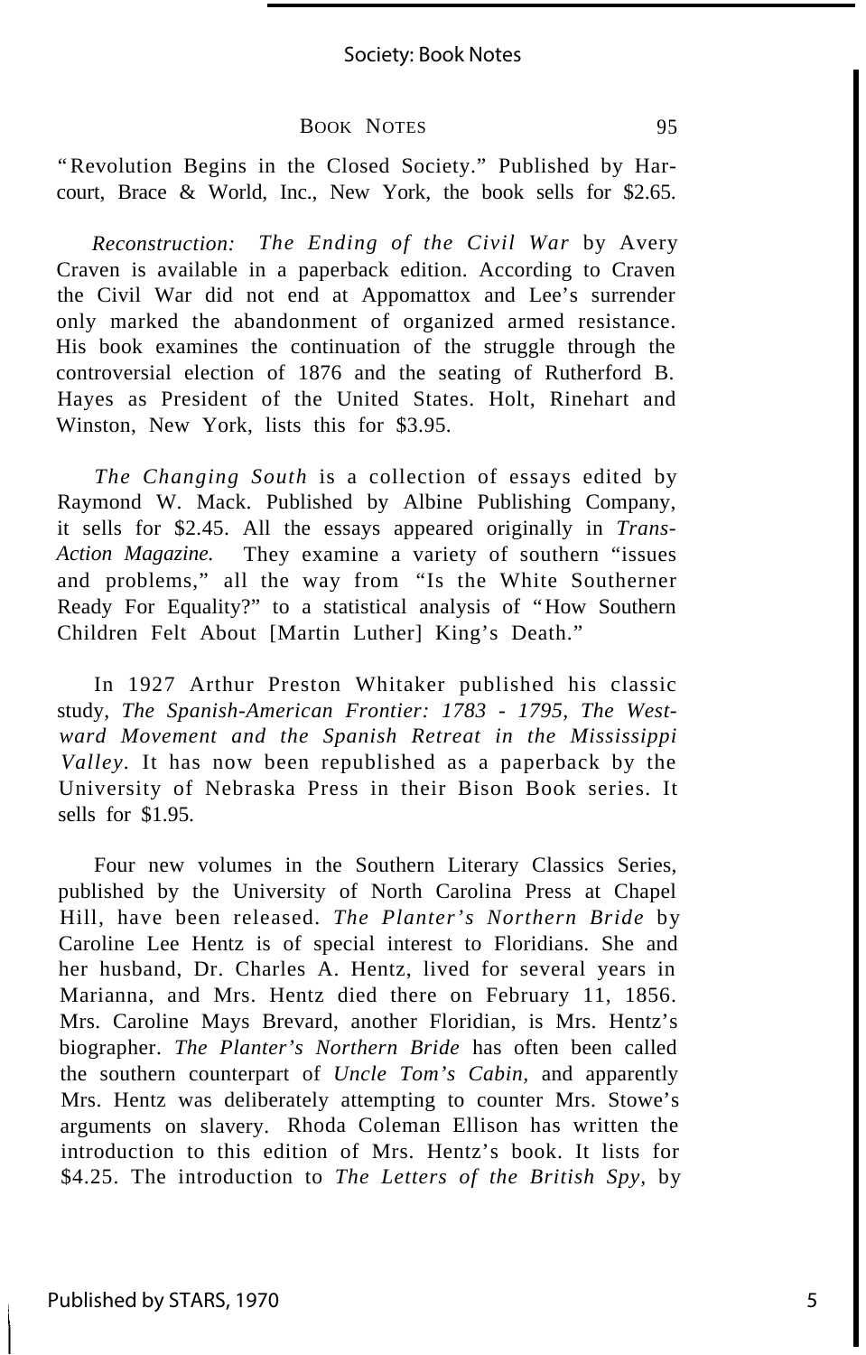"Revolution Begins in the Closed Society." Published by Harcourt, Brace & World, Inc., New York, the book sells for $2.65.

*Reconstruction: The Ending of the Civil War* by Avery Craven is available in a paperback edition. According to Craven the Civil War did not end at Appomattox and Lee's surrender only marked the abandonment of organized armed resistance. His book examines the continuation of the struggle through the controversial election of 1876 and the seating of Rutherford B. Hayes as President of the United States. Holt, Rinehart and Winston, New York, lists this for $3.95.

*The Changing South* is a collection of essays edited by Raymond W. Mack. Published by Albine Publishing Company, it sells for $2.45. All the essays appeared originally in *Trans-Action Magazine.* They examine a variety of southern "issues and problems," all the way from "Is the White Southerner Ready For Equality?" to a statistical analysis of "How Southern Children Felt About [Martin Luther] King's Death."

In 1927 Arthur Preston Whitaker published his classic study, *The Spanish-American Frontier: 1783 - 1795, The Westward Movement and the Spanish Retreat in the Mississippi Valley*. It has now been republished as a paperback by the University of Nebraska Press in their Bison Book series. It sells for $1.95.

Four new volumes in the Southern Literary Classics Series, published by the University of North Carolina Press at Chapel Hill, have been released. *The Planter's Northern Bride* by Caroline Lee Hentz is of special interest to Floridians. She and her husband, Dr. Charles A. Hentz, lived for several years in Marianna, and Mrs. Hentz died there on February 11, 1856. Mrs. Caroline Mays Brevard, another Floridian, is Mrs. Hentz's biographer. *The Planter's Northern Bride* has often been called the southern counterpart of *Uncle Tom's Cabin,* and apparently Mrs. Hentz was deliberately attempting to counter Mrs. Stowe's arguments on slavery. Rhoda Coleman Ellison has written the introduction to this edition of Mrs. Hentz's book. It lists for $4.25. The introduction to *The Letters of the British Spy,* by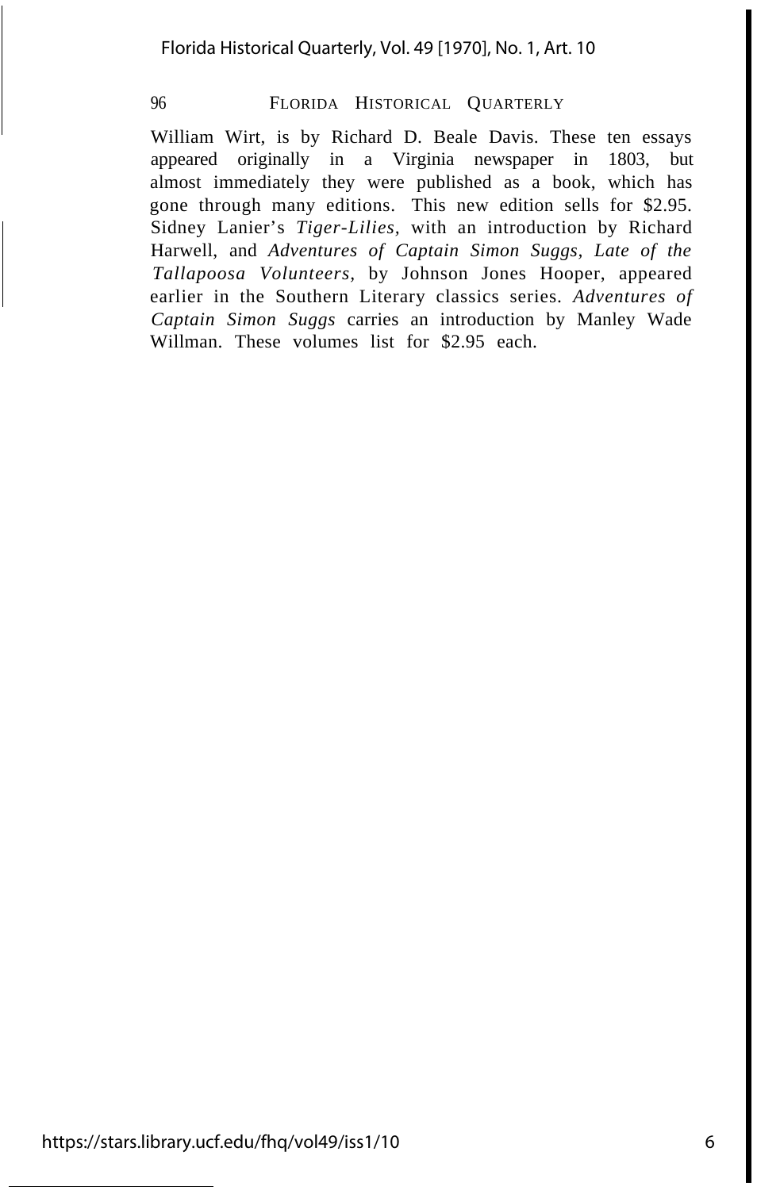William Wirt, is by Richard D. Beale Davis. These ten essays appeared originally in a Virginia newspaper in 1803, but almost immediately they were published as a book, which has gone through many editions. This new edition sells for $2.95. Sidney Lanier's *Tiger-Lilies,* with an introduction by Richard Harwell, and *Adventures of Captain Simon Suggs, Late of the Tallapoosa Volunteers,* by Johnson Jones Hooper, appeared earlier in the Southern Literary classics series. *Adventures of Captain Simon Suggs* carries an introduction by Manley Wade Willman. These volumes list for $2.95 each.